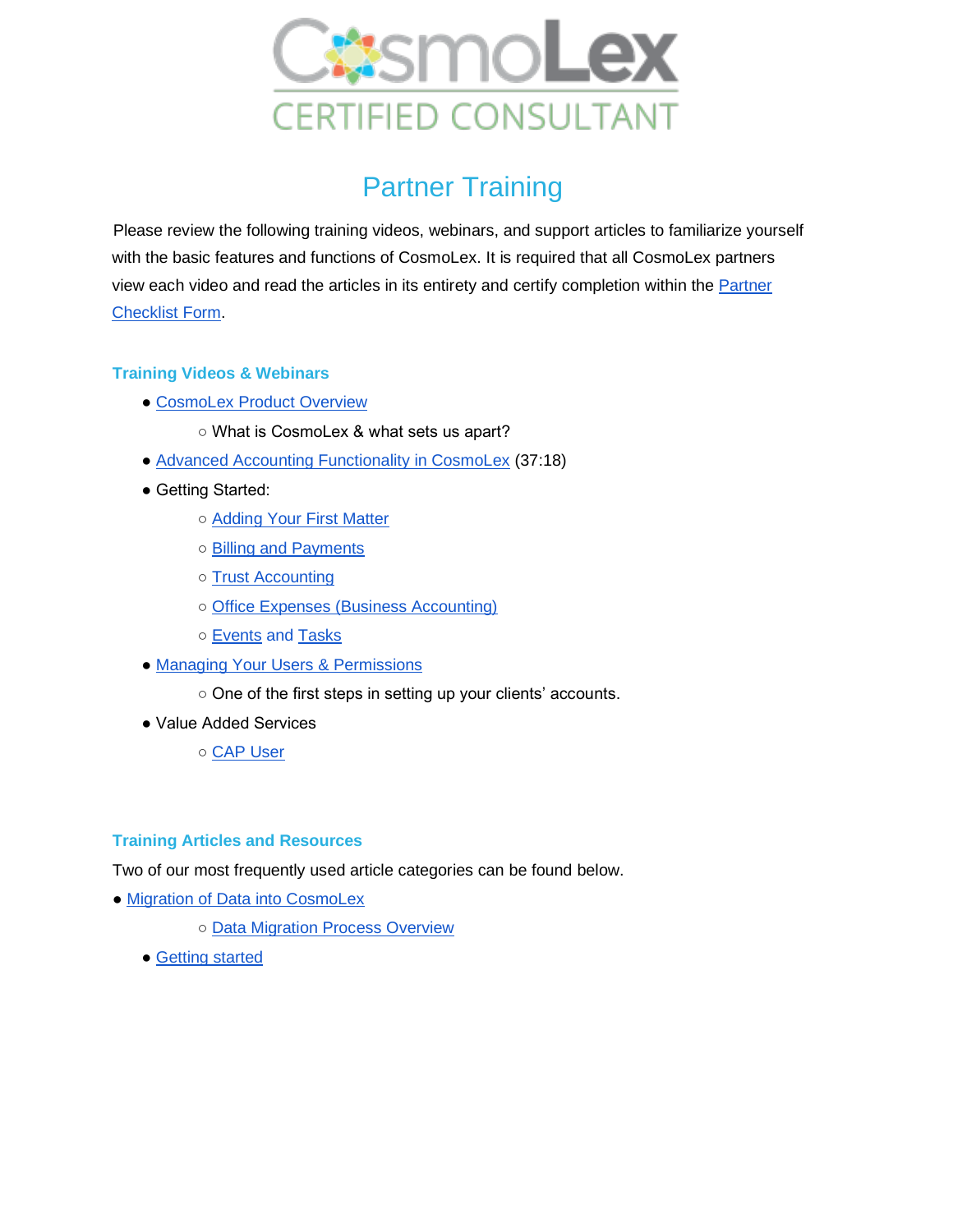CosmoLex CERTIFIED CONSULTANT

# Partner Training

Please review the following training videos, webinars, and support articles to familiarize yourself with the basic features and functions of CosmoLex. It is required that all CosmoLex partners view each video and read the articles in its entirety and certify completion within the Partner Checklist Form.

## Training Videos & Webinars

- CosmoLex Product Overview
  - What is CosmoLex & what sets us apart?
- Advanced Accounting Functionality in CosmoLex (37:18)
- Getting Started:
  - Adding Your First Matter
  - Billing and Payments
  - Trust Accounting
  - Office Expenses (Business Accounting)
  - Events and Tasks
- Managing Your Users & Permissions
  - One of the first steps in setting up your clients' accounts.
- Value Added Services
  - CAP User

## Training Articles and Resources

Two of our most frequently used article categories can be found below.

- Migration of Data into CosmoLex
  - Data Migration Process Overview
- Getting started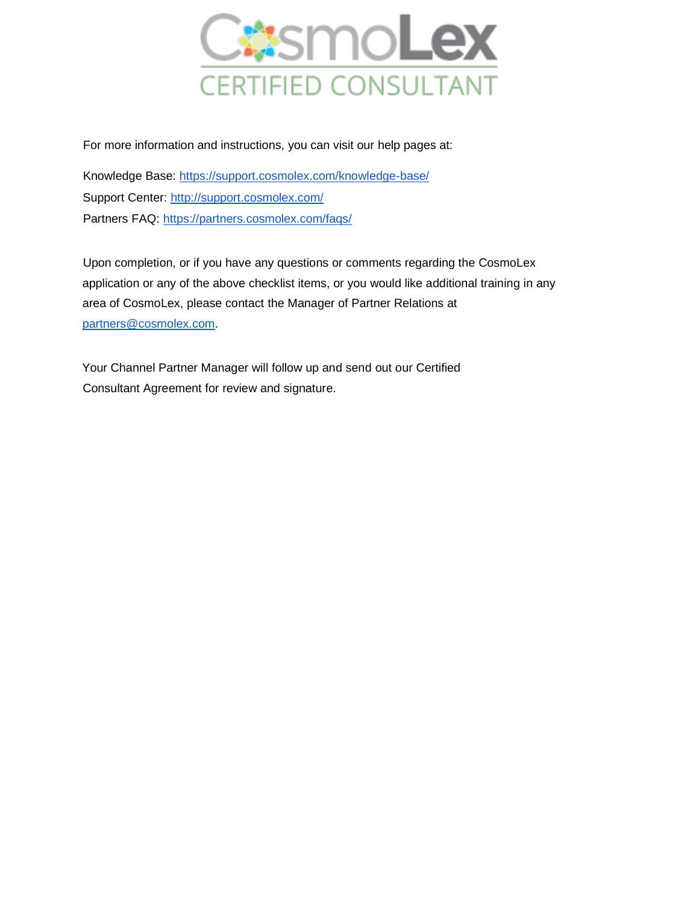For more information and instructions, you can visit our help pages at:

Knowledge Base: https://support.cosmolex.com/knowledge-base/
Support Center: http://support.cosmolex.com/
Partners FAQ: https://partners.cosmolex.com/faqs/

Upon completion, or if you have any questions or comments regarding the CosmoLex application or any of the above checklist items, or you would like additional training in any area of CosmoLex, please contact the Manager of Partner Relations at partners@cosmolex.com.

Your Channel Partner Manager will follow up and send out our Certified Consultant Agreement for review and signature.